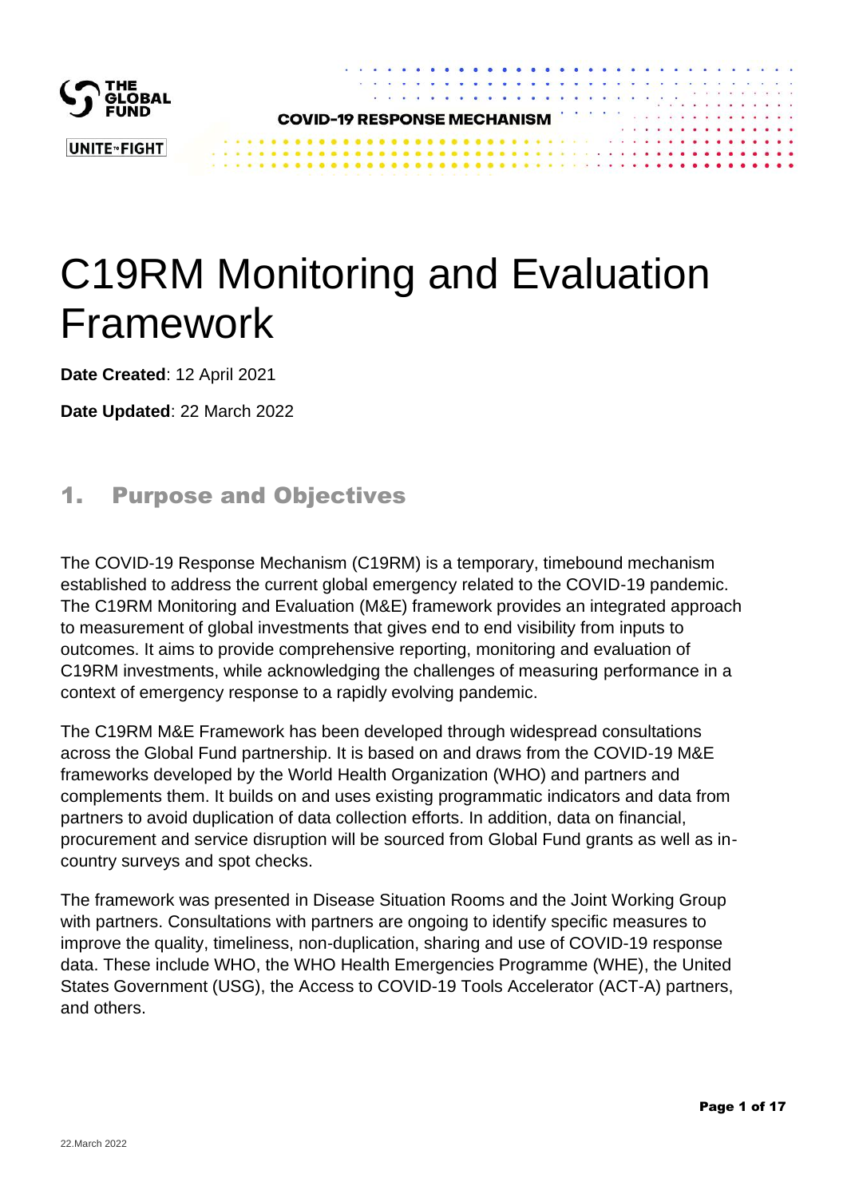# C19RM Monitoring and Evaluation Framework

**Date Created**: 12 April 2021

**Date Updated**: 22 March 2022

## 1. Purpose and Objectives

The COVID-19 Response Mechanism (C19RM) is a temporary, timebound mechanism established to address the current global emergency related to the COVID-19 pandemic. The C19RM Monitoring and Evaluation (M&E) framework provides an integrated approach to measurement of global investments that gives end to end visibility from inputs to outcomes. It aims to provide comprehensive reporting, monitoring and evaluation of C19RM investments, while acknowledging the challenges of measuring performance in a context of emergency response to a rapidly evolving pandemic.

The C19RM M&E Framework has been developed through widespread consultations across the Global Fund partnership. It is based on and draws from the COVID-19 M&E frameworks developed by the World Health Organization (WHO) and partners and complements them. It builds on and uses existing programmatic indicators and data from partners to avoid duplication of data collection efforts. In addition, data on financial, procurement and service disruption will be sourced from Global Fund grants as well as in-country surveys and spot checks.

The framework was presented in Disease Situation Rooms and the Joint Working Group with partners. Consultations with partners are ongoing to identify specific measures to improve the quality, timeliness, non-duplication, sharing and use of COVID-19 response data. These include WHO, the WHO Health Emergencies Programme (WHE), the United States Government (USG), the Access to COVID-19 Tools Accelerator (ACT-A) partners, and others.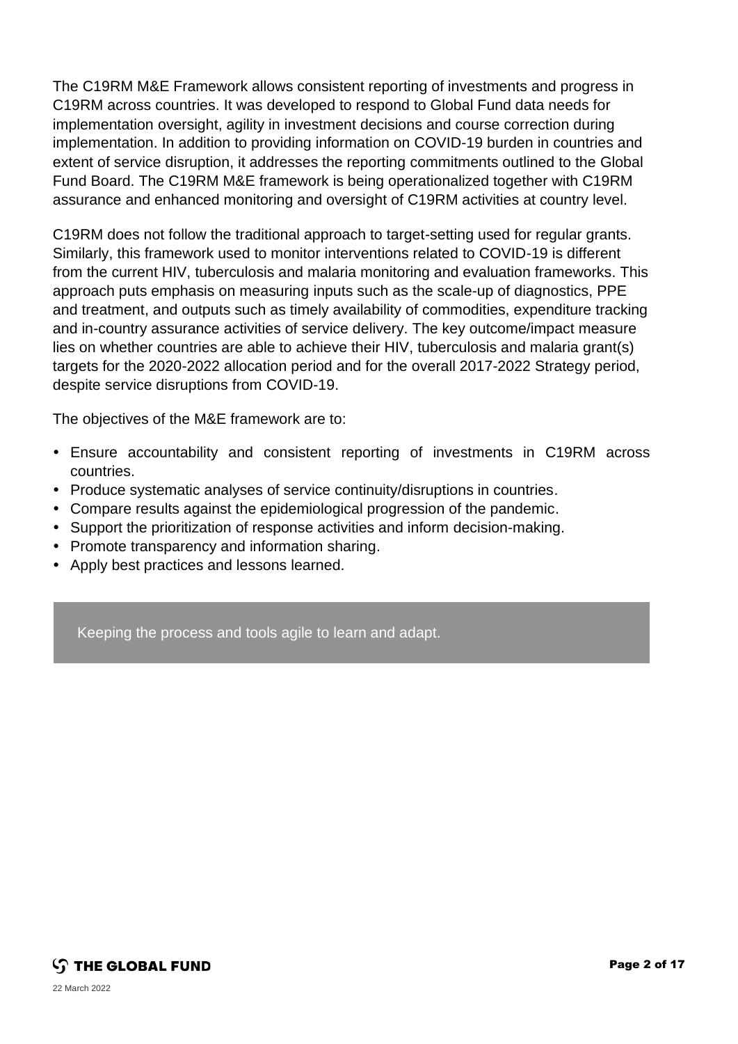The C19RM M&E Framework allows consistent reporting of investments and progress in C19RM across countries. It was developed to respond to Global Fund data needs for implementation oversight, agility in investment decisions and course correction during implementation. In addition to providing information on COVID-19 burden in countries and extent of service disruption, it addresses the reporting commitments outlined to the Global Fund Board. The C19RM M&E framework is being operationalized together with C19RM assurance and enhanced monitoring and oversight of C19RM activities at country level.

C19RM does not follow the traditional approach to target-setting used for regular grants. Similarly, this framework used to monitor interventions related to COVID-19 is different from the current HIV, tuberculosis and malaria monitoring and evaluation frameworks. This approach puts emphasis on measuring inputs such as the scale-up of diagnostics, PPE and treatment, and outputs such as timely availability of commodities, expenditure tracking and in-country assurance activities of service delivery. The key outcome/impact measure lies on whether countries are able to achieve their HIV, tuberculosis and malaria grant(s) targets for the 2020-2022 allocation period and for the overall 2017-2022 Strategy period, despite service disruptions from COVID-19.

The objectives of the M&E framework are to:

- Ensure accountability and consistent reporting of investments in C19RM across countries.
- Produce systematic analyses of service continuity/disruptions in countries.
- Compare results against the epidemiological progression of the pandemic.
- Support the prioritization of response activities and inform decision-making.
- Promote transparency and information sharing.
- Apply best practices and lessons learned.

> Keeping the process and tools agile to learn and adapt.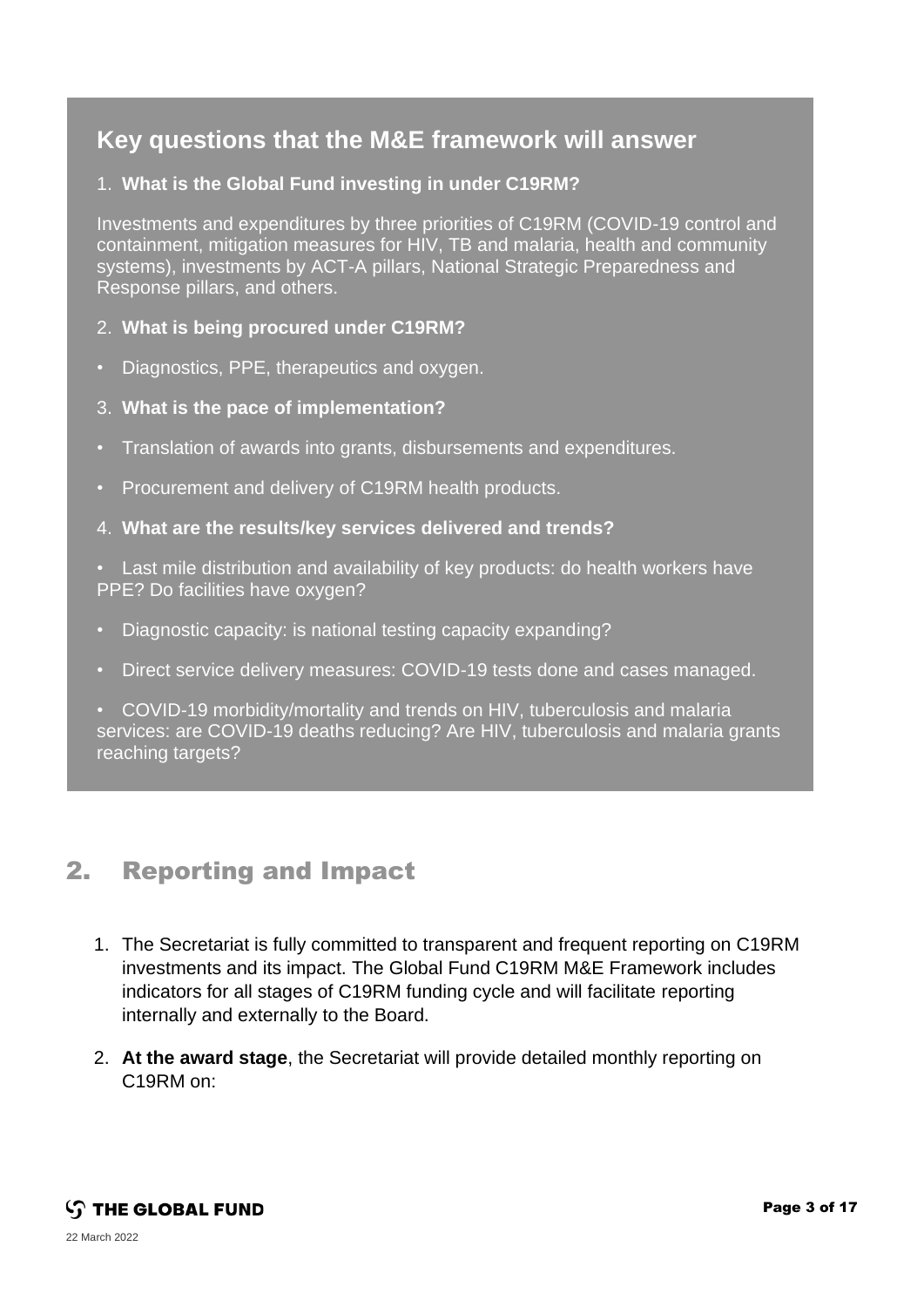### Key questions that the M&E framework will answer

1. **What is the Global Fund investing in under C19RM?**

Investments and expenditures by three priorities of C19RM (COVID-19 control and containment, mitigation measures for HIV, TB and malaria, health and community systems), investments by ACT-A pillars, National Strategic Preparedness and Response pillars, and others.

2. **What is being procured under C19RM?**

- Diagnostics, PPE, therapeutics and oxygen.

3. **What is the pace of implementation?**

- Translation of awards into grants, disbursements and expenditures.
- Procurement and delivery of C19RM health products.

4. **What are the results/key services delivered and trends?**

- Last mile distribution and availability of key products: do health workers have PPE? Do facilities have oxygen?
- Diagnostic capacity: is national testing capacity expanding?
- Direct service delivery measures: COVID-19 tests done and cases managed.
- COVID-19 morbidity/mortality and trends on HIV, tuberculosis and malaria services: are COVID-19 deaths reducing? Are HIV, tuberculosis and malaria grants reaching targets?

## 2. Reporting and Impact

1. The Secretariat is fully committed to transparent and frequent reporting on C19RM investments and its impact. The Global Fund C19RM M&E Framework includes indicators for all stages of C19RM funding cycle and will facilitate reporting internally and externally to the Board.
2. **At the award stage**, the Secretariat will provide detailed monthly reporting on C19RM on: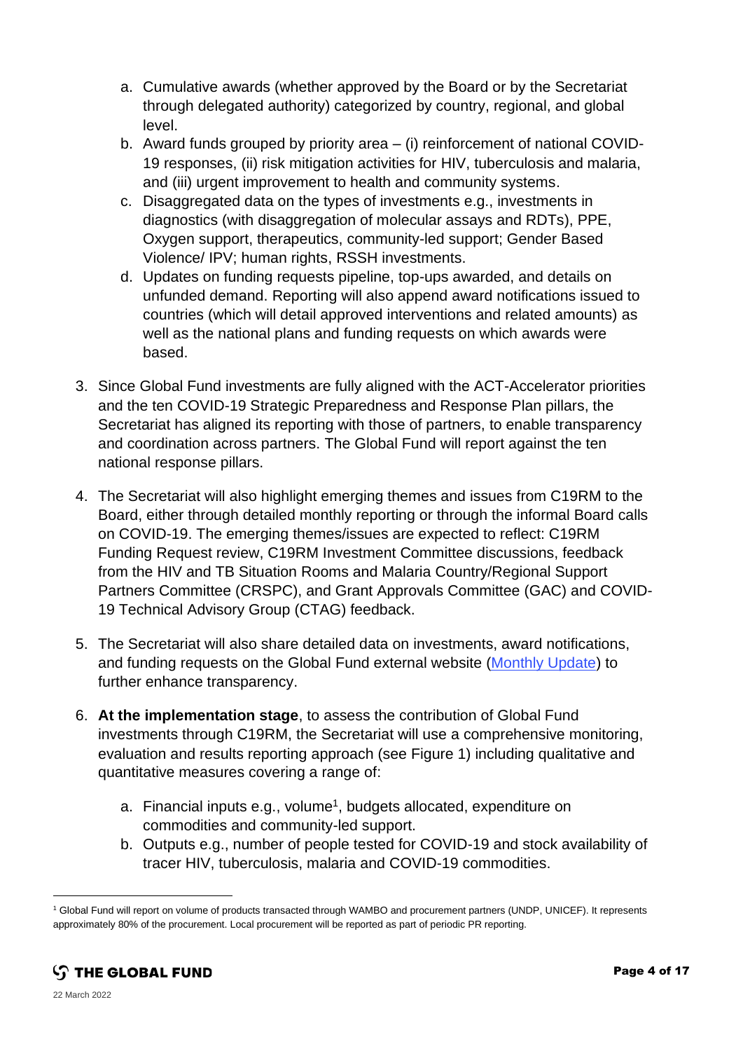a. Cumulative awards (whether approved by the Board or by the Secretariat through delegated authority) categorized by country, regional, and global level.
   b. Award funds grouped by priority area – (i) reinforcement of national COVID-19 responses, (ii) risk mitigation activities for HIV, tuberculosis and malaria, and (iii) urgent improvement to health and community systems.
   c. Disaggregated data on the types of investments e.g., investments in diagnostics (with disaggregation of molecular assays and RDTs), PPE, Oxygen support, therapeutics, community-led support; Gender Based Violence/ IPV; human rights, RSSH investments.
   d. Updates on funding requests pipeline, top-ups awarded, and details on unfunded demand. Reporting will also append award notifications issued to countries (which will detail approved interventions and related amounts) as well as the national plans and funding requests on which awards were based.

3. Since Global Fund investments are fully aligned with the ACT-Accelerator priorities and the ten COVID-19 Strategic Preparedness and Response Plan pillars, the Secretariat has aligned its reporting with those of partners, to enable transparency and coordination across partners. The Global Fund will report against the ten national response pillars.

4. The Secretariat will also highlight emerging themes and issues from C19RM to the Board, either through detailed monthly reporting or through the informal Board calls on COVID-19. The emerging themes/issues are expected to reflect: C19RM Funding Request review, C19RM Investment Committee discussions, feedback from the HIV and TB Situation Rooms and Malaria Country/Regional Support Partners Committee (CRSPC), and Grant Approvals Committee (GAC) and COVID-19 Technical Advisory Group (CTAG) feedback.

5. The Secretariat will also share detailed data on investments, award notifications, and funding requests on the Global Fund external website (Monthly Update) to further enhance transparency.

6. **At the implementation stage**, to assess the contribution of Global Fund investments through C19RM, the Secretariat will use a comprehensive monitoring, evaluation and results reporting approach (see Figure 1) including qualitative and quantitative measures covering a range of:

   a. Financial inputs e.g., volume[1], budgets allocated, expenditure on commodities and community-led support.
   b. Outputs e.g., number of people tested for COVID-19 and stock availability of tracer HIV, tuberculosis, malaria and COVID-19 commodities.

---

[1] Global Fund will report on volume of products transacted through WAMBO and procurement partners (UNDP, UNICEF). It represents approximately 80% of the procurement. Local procurement will be reported as part of periodic PR reporting.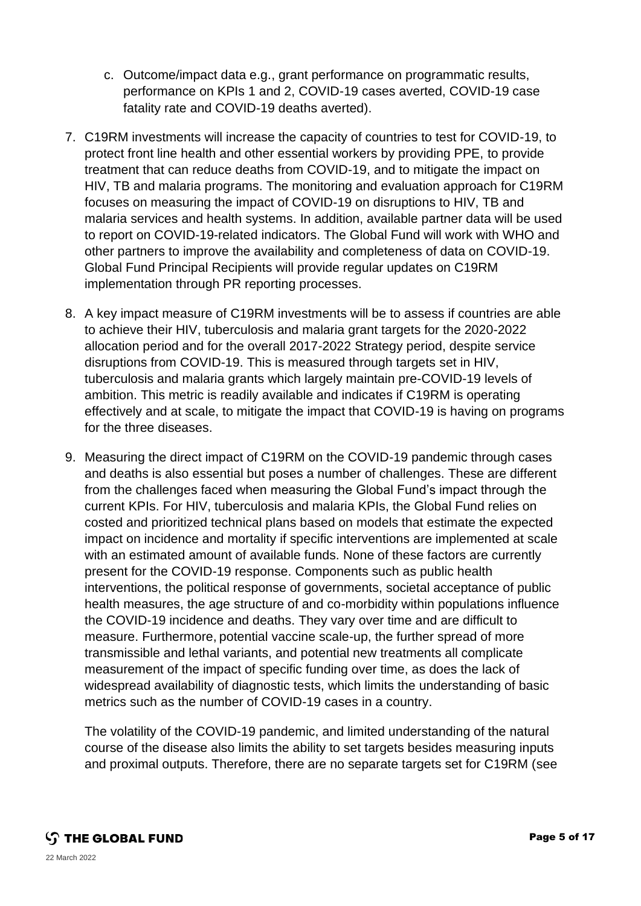c. Outcome/impact data e.g., grant performance on programmatic results, performance on KPIs 1 and 2, COVID-19 cases averted, COVID-19 case fatality rate and COVID-19 deaths averted).

7. C19RM investments will increase the capacity of countries to test for COVID-19, to protect front line health and other essential workers by providing PPE, to provide treatment that can reduce deaths from COVID-19, and to mitigate the impact on HIV, TB and malaria programs. The monitoring and evaluation approach for C19RM focuses on measuring the impact of COVID-19 on disruptions to HIV, TB and malaria services and health systems. In addition, available partner data will be used to report on COVID-19-related indicators. The Global Fund will work with WHO and other partners to improve the availability and completeness of data on COVID-19. Global Fund Principal Recipients will provide regular updates on C19RM implementation through PR reporting processes.

8. A key impact measure of C19RM investments will be to assess if countries are able to achieve their HIV, tuberculosis and malaria grant targets for the 2020-2022 allocation period and for the overall 2017-2022 Strategy period, despite service disruptions from COVID-19. This is measured through targets set in HIV, tuberculosis and malaria grants which largely maintain pre-COVID-19 levels of ambition. This metric is readily available and indicates if C19RM is operating effectively and at scale, to mitigate the impact that COVID-19 is having on programs for the three diseases.

9. Measuring the direct impact of C19RM on the COVID-19 pandemic through cases and deaths is also essential but poses a number of challenges. These are different from the challenges faced when measuring the Global Fund's impact through the current KPIs. For HIV, tuberculosis and malaria KPIs, the Global Fund relies on costed and prioritized technical plans based on models that estimate the expected impact on incidence and mortality if specific interventions are implemented at scale with an estimated amount of available funds. None of these factors are currently present for the COVID-19 response. Components such as public health interventions, the political response of governments, societal acceptance of public health measures, the age structure of and co-morbidity within populations influence the COVID-19 incidence and deaths. They vary over time and are difficult to measure. Furthermore, potential vaccine scale-up, the further spread of more transmissible and lethal variants, and potential new treatments all complicate measurement of the impact of specific funding over time, as does the lack of widespread availability of diagnostic tests, which limits the understanding of basic metrics such as the number of COVID-19 cases in a country.

   The volatility of the COVID-19 pandemic, and limited understanding of the natural course of the disease also limits the ability to set targets besides measuring inputs and proximal outputs. Therefore, there are no separate targets set for C19RM (see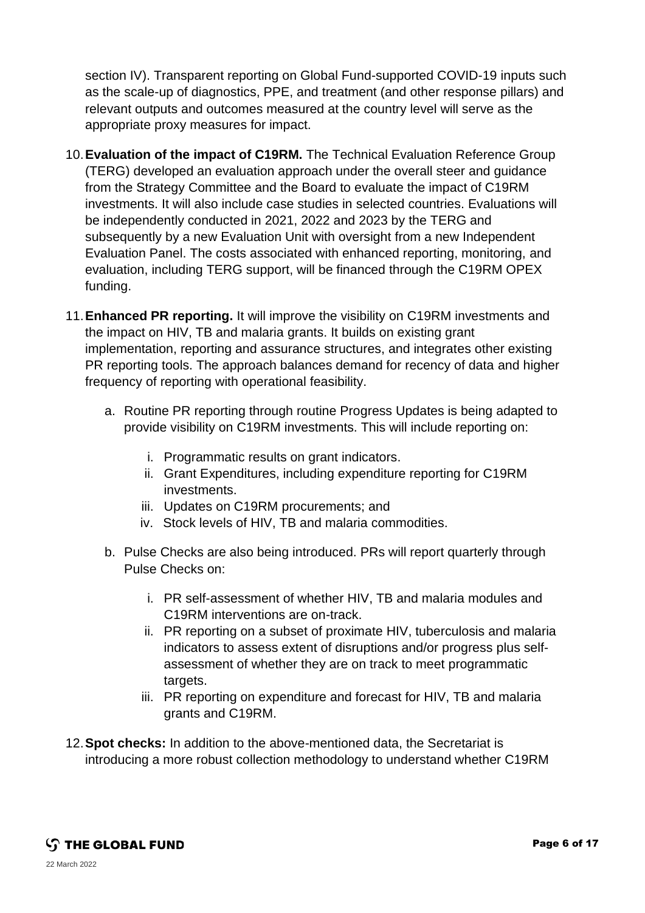section IV). Transparent reporting on Global Fund-supported COVID-19 inputs such as the scale-up of diagnostics, PPE, and treatment (and other response pillars) and relevant outputs and outcomes measured at the country level will serve as the appropriate proxy measures for impact.

10. **Evaluation of the impact of C19RM.** The Technical Evaluation Reference Group (TERG) developed an evaluation approach under the overall steer and guidance from the Strategy Committee and the Board to evaluate the impact of C19RM investments. It will also include case studies in selected countries. Evaluations will be independently conducted in 2021, 2022 and 2023 by the TERG and subsequently by a new Evaluation Unit with oversight from a new Independent Evaluation Panel. The costs associated with enhanced reporting, monitoring, and evaluation, including TERG support, will be financed through the C19RM OPEX funding.

11. **Enhanced PR reporting.** It will improve the visibility on C19RM investments and the impact on HIV, TB and malaria grants. It builds on existing grant implementation, reporting and assurance structures, and integrates other existing PR reporting tools. The approach balances demand for recency of data and higher frequency of reporting with operational feasibility.

    a. Routine PR reporting through routine Progress Updates is being adapted to provide visibility on C19RM investments. This will include reporting on:

        i. Programmatic results on grant indicators.
        ii. Grant Expenditures, including expenditure reporting for C19RM investments.
        iii. Updates on C19RM procurements; and
        iv. Stock levels of HIV, TB and malaria commodities.

    b. Pulse Checks are also being introduced. PRs will report quarterly through Pulse Checks on:

        i. PR self-assessment of whether HIV, TB and malaria modules and C19RM interventions are on-track.
        ii. PR reporting on a subset of proximate HIV, tuberculosis and malaria indicators to assess extent of disruptions and/or progress plus self-assessment of whether they are on track to meet programmatic targets.
        iii. PR reporting on expenditure and forecast for HIV, TB and malaria grants and C19RM.

12. **Spot checks:** In addition to the above-mentioned data, the Secretariat is introducing a more robust collection methodology to understand whether C19RM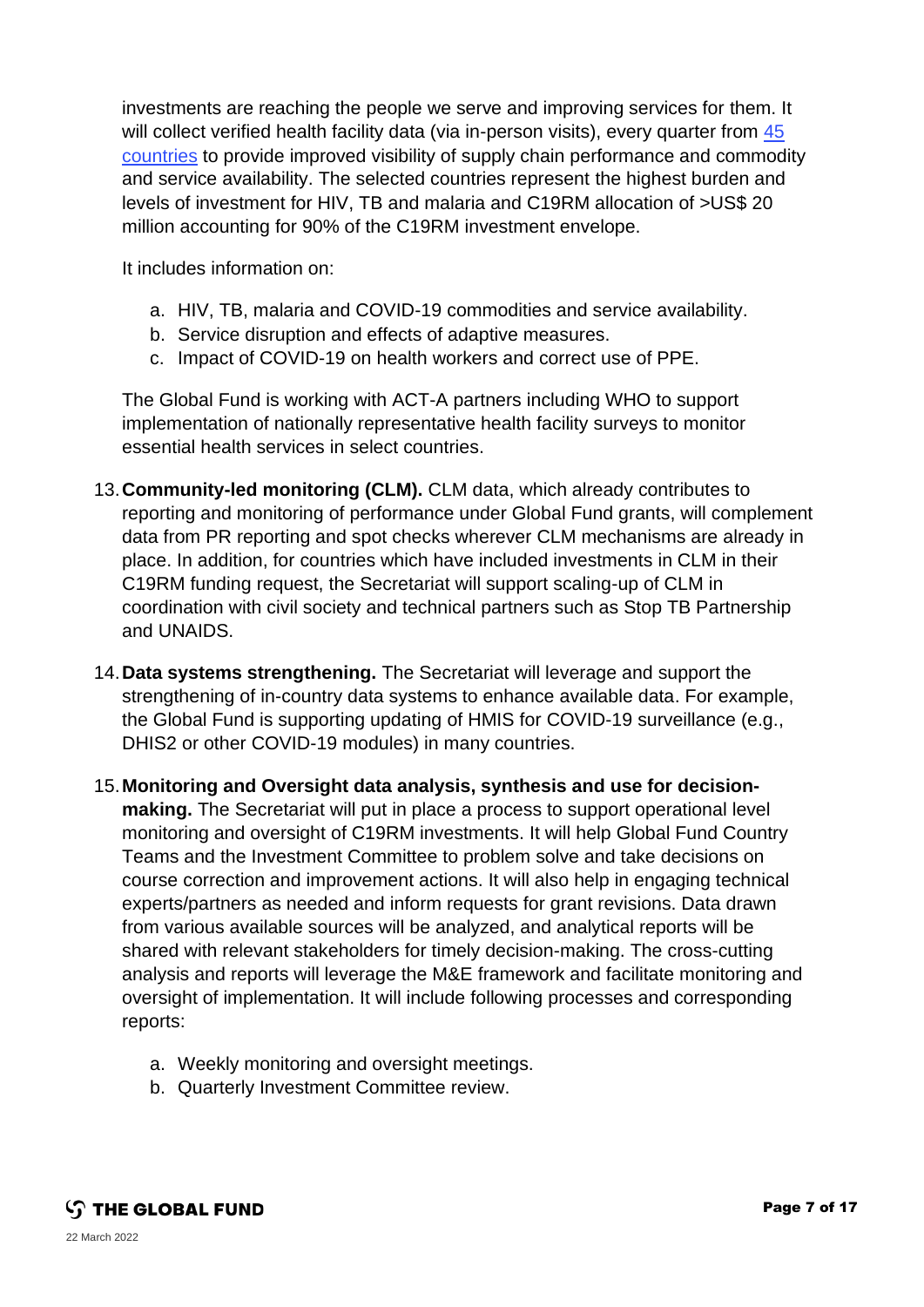investments are reaching the people we serve and improving services for them. It will collect verified health facility data (via in-person visits), every quarter from [45 countries](#) to provide improved visibility of supply chain performance and commodity and service availability. The selected countries represent the highest burden and levels of investment for HIV, TB and malaria and C19RM allocation of >US$ 20 million accounting for 90% of the C19RM investment envelope.

It includes information on:

a. HIV, TB, malaria and COVID-19 commodities and service availability.
b. Service disruption and effects of adaptive measures.
c. Impact of COVID-19 on health workers and correct use of PPE.

The Global Fund is working with ACT-A partners including WHO to support implementation of nationally representative health facility surveys to monitor essential health services in select countries.

13. **Community-led monitoring (CLM).** CLM data, which already contributes to reporting and monitoring of performance under Global Fund grants, will complement data from PR reporting and spot checks wherever CLM mechanisms are already in place. In addition, for countries which have included investments in CLM in their C19RM funding request, the Secretariat will support scaling-up of CLM in coordination with civil society and technical partners such as Stop TB Partnership and UNAIDS.

14. **Data systems strengthening.** The Secretariat will leverage and support the strengthening of in-country data systems to enhance available data. For example, the Global Fund is supporting updating of HMIS for COVID-19 surveillance (e.g., DHIS2 or other COVID-19 modules) in many countries.

15. **Monitoring and Oversight data analysis, synthesis and use for decision-making.** The Secretariat will put in place a process to support operational level monitoring and oversight of C19RM investments. It will help Global Fund Country Teams and the Investment Committee to problem solve and take decisions on course correction and improvement actions. It will also help in engaging technical experts/partners as needed and inform requests for grant revisions. Data drawn from various available sources will be analyzed, and analytical reports will be shared with relevant stakeholders for timely decision-making. The cross-cutting analysis and reports will leverage the M&E framework and facilitate monitoring and oversight of implementation. It will include following processes and corresponding reports:

    a. Weekly monitoring and oversight meetings.
    b. Quarterly Investment Committee review.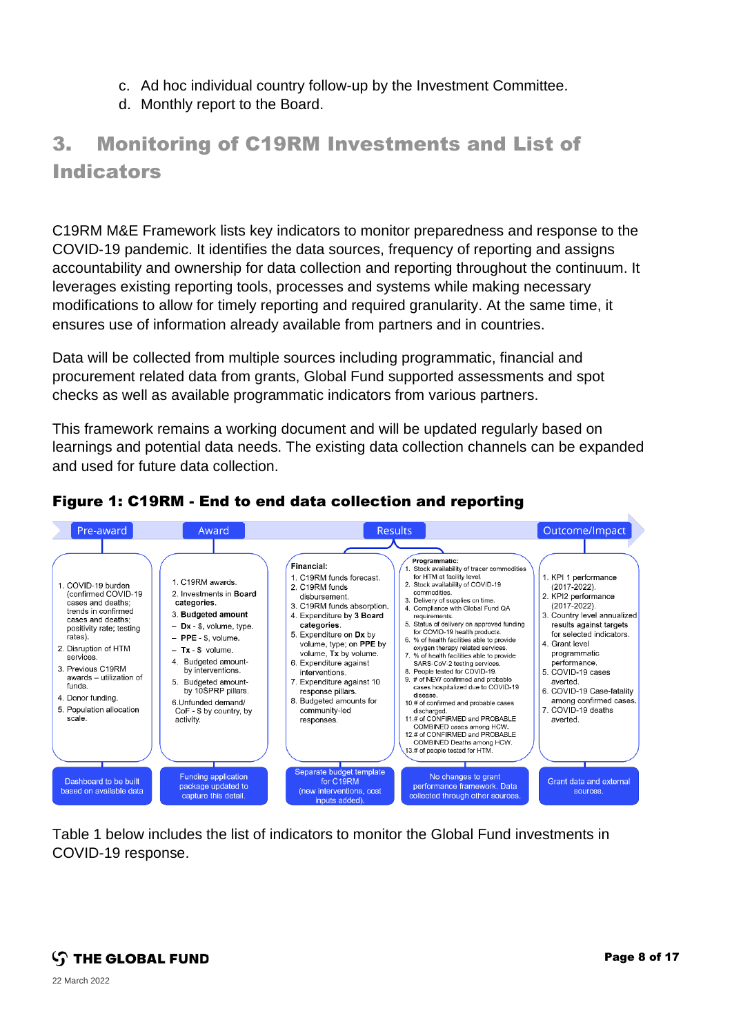c. Ad hoc individual country follow-up by the Investment Committee.
d. Monthly report to the Board.

## 3. Monitoring of C19RM Investments and List of Indicators

C19RM M&E Framework lists key indicators to monitor preparedness and response to the COVID-19 pandemic. It identifies the data sources, frequency of reporting and assigns accountability and ownership for data collection and reporting throughout the continuum. It leverages existing reporting tools, processes and systems while making necessary modifications to allow for timely reporting and required granularity. At the same time, it ensures use of information already available from partners and in countries.

Data will be collected from multiple sources including programmatic, financial and procurement related data from grants, Global Fund supported assessments and spot checks as well as available programmatic indicators from various partners.

This framework remains a working document and will be updated regularly based on learnings and potential data needs. The existing data collection channels can be expanded and used for future data collection.

**Figure 1: C19RM - End to end data collection and reporting**

| Pre-award | Award | Results | | Outcome/Impact |
|---|---|---|---|---|
| | | **Financial:** | **Programmatic:** | |
| 1. COVID-19 burden (confirmed COVID-19 cases and deaths; trends in confirmed cases and deaths; positivity rate; testing rates).<br>2. Disruption of HTM services.<br>3. Previous C19RM awards – utilization of funds.<br>4. Donor funding.<br>5. Population allocation scale. | 1. C19RM awards.<br>2. Investments in **Board categories**.<br>3. **Budgeted amount**<br>– **Dx** - $, volume, type.<br>– **PPE** - $, volume.<br>– **Tx** - $ volume.<br>4. Budgeted amount-by interventions.<br>5. Budgeted amount-by 10SPRP pillars.<br>6. Unfunded demand/ CoF - $ by country, by activity. | 1. C19RM funds forecast.<br>2. C19RM funds disbursement.<br>3. C19RM funds absorption.<br>4. Expenditure by 3 **Board categories**.<br>5. Expenditure on **Dx** by volume, type; on **PPE** by volume, **Tx** by volume.<br>6. Expenditure against interventions.<br>7. Expenditure against 10 response pillars.<br>8. Budgeted amounts for community-led responses. | 1. Stock availability of tracer commodities for HTM at facility level.<br>2. Stock availability of COVID-19 commodities.<br>3. Delivery of supplies on time.<br>4. Compliance with Global Fund QA requirements.<br>5. Status of delivery on approved funding for COVID-19 health products.<br>6. % of health facilities able to provide oxygen therapy related services.<br>7. % of health facilities able to provide SARS-CoV-2 testing services.<br>8. People tested for COVID-19.<br>9. # of NEW confirmed and probable cases hospitalized due to COVID-19 disease.<br>10. # of confirmed and probable cases discharged.<br>11. # of CONFIRMED and PROBABLE COMBINED cases among HCW.<br>12. # of CONFIRMED and PROBABLE COMBINED Deaths among HCW.<br>13. # of people tested for HTM. | 1. KPI 1 performance (2017-2022).<br>2. KPI2 performance (2017-2022).<br>3. Country level annualized results against targets for selected indicators.<br>4. Grant level programmatic performance.<br>5. COVID-19 cases averted.<br>6. COVID-19 Case-fatality among confirmed cases.<br>7. COVID-19 deaths averted. |
| Dashboard to be built based on available data | Funding application package updated to capture this detail. | Separate budget template for C19RM (new interventions, cost inputs added). | No changes to grant performance framework. Data collected through other sources. | Grant data and external sources. |

Table 1 below includes the list of indicators to monitor the Global Fund investments in COVID-19 response.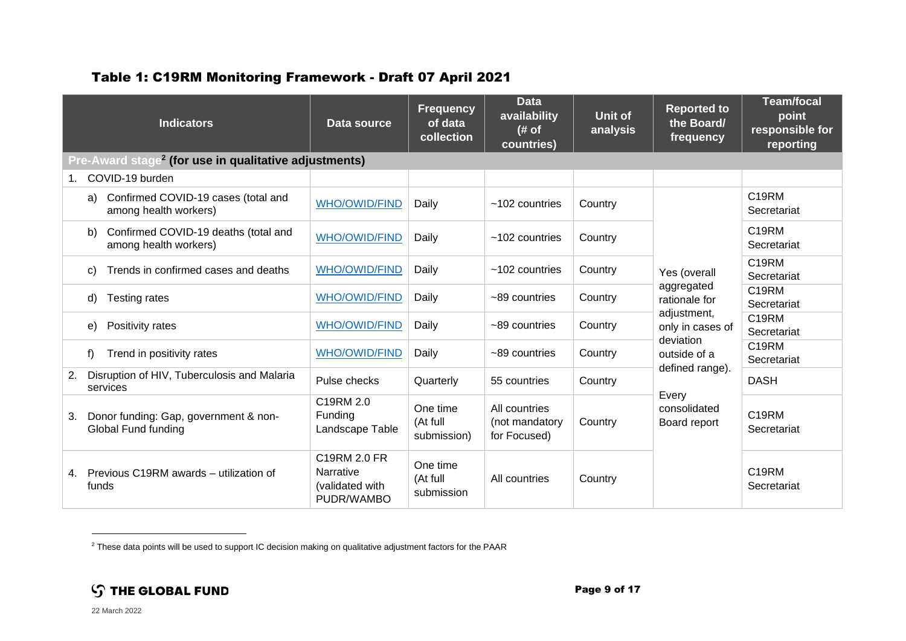### Table 1: C19RM Monitoring Framework - Draft 07 April 2021

| Indicators | Data source | Frequency of data collection | Data availability (# of countries) | Unit of analysis | Reported to the Board/ frequency | Team/focal point responsible for reporting |
|---|---|---|---|---|---|---|
| **Pre-Award stage[2] (for use in qualitative adjustments)** | | | | | | |
| 1. COVID-19 burden | | | | | | |
| a) Confirmed COVID-19 cases (total and among health workers) | WHO/OWID/FIND | Daily | ~102 countries | Country | Yes (overall aggregated rationale for adjustment, only in cases of deviation outside of a defined range). Every consolidated Board report | C19RM Secretariat |
| b) Confirmed COVID-19 deaths (total and among health workers) | WHO/OWID/FIND | Daily | ~102 countries | Country | | C19RM Secretariat |
| c) Trends in confirmed cases and deaths | WHO/OWID/FIND | Daily | ~102 countries | Country | | C19RM Secretariat |
| d) Testing rates | WHO/OWID/FIND | Daily | ~89 countries | Country | | C19RM Secretariat |
| e) Positivity rates | WHO/OWID/FIND | Daily | ~89 countries | Country | | C19RM Secretariat |
| f) Trend in positivity rates | WHO/OWID/FIND | Daily | ~89 countries | Country | | C19RM Secretariat |
| 2. Disruption of HIV, Tuberculosis and Malaria services | Pulse checks | Quarterly | 55 countries | Country | | DASH |
| 3. Donor funding: Gap, government & non-Global Fund funding | C19RM 2.0 Funding Landscape Table | One time (At full submission) | All countries (not mandatory for Focused) | Country | | C19RM Secretariat |
| 4. Previous C19RM awards – utilization of funds | C19RM 2.0 FR Narrative (validated with PUDR/WAMBO | One time (At full submission | All countries | Country | | C19RM Secretariat |

[2] These data points will be used to support IC decision making on qualitative adjustment factors for the PAAR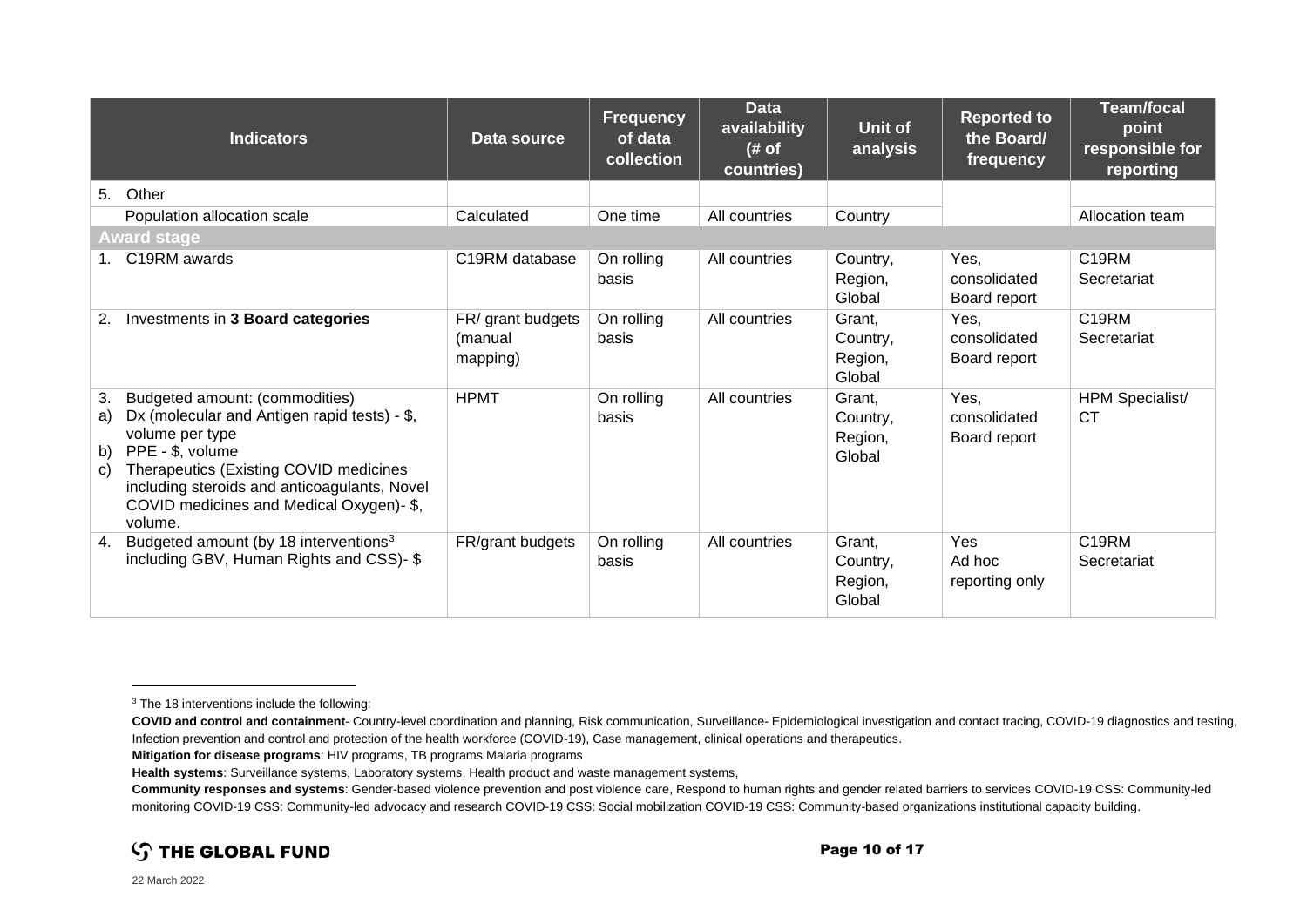| Indicators | Data source | Frequency of data collection | Data availability (# of countries) | Unit of analysis | Reported to the Board/ frequency | Team/focal point responsible for reporting |
|---|---|---|---|---|---|---|
| 5. Other | | | | | | |
| Population allocation scale | Calculated | One time | All countries | Country | | Allocation team |
| **Award stage** | | | | | | |
| 1. C19RM awards | C19RM database | On rolling basis | All countries | Country, Region, Global | Yes, consolidated Board report | C19RM Secretariat |
| 2. Investments in **3 Board categories** | FR/ grant budgets (manual mapping) | On rolling basis | All countries | Grant, Country, Region, Global | Yes, consolidated Board report | C19RM Secretariat |
| 3. Budgeted amount: (commodities) a) Dx (molecular and Antigen rapid tests) - $, volume per type b) PPE - $, volume c) Therapeutics (Existing COVID medicines including steroids and anticoagulants, Novel COVID medicines and Medical Oxygen)- $, volume. | HPMT | On rolling basis | All countries | Grant, Country, Region, Global | Yes, consolidated Board report | HPM Specialist/ CT |
| 4. Budgeted amount (by 18 interventions[3] including GBV, Human Rights and CSS)- $ | FR/grant budgets | On rolling basis | All countries | Grant, Country, Region, Global | Yes Ad hoc reporting only | C19RM Secretariat |

[3] The 18 interventions include the following:

**COVID and control and containment**- Country-level coordination and planning, Risk communication, Surveillance- Epidemiological investigation and contact tracing, COVID-19 diagnostics and testing, Infection prevention and control and protection of the health workforce (COVID-19), Case management, clinical operations and therapeutics.

**Mitigation for disease programs**: HIV programs, TB programs Malaria programs

**Health systems**: Surveillance systems, Laboratory systems, Health product and waste management systems,

**Community responses and systems**: Gender-based violence prevention and post violence care, Respond to human rights and gender related barriers to services COVID-19 CSS: Community-led monitoring COVID-19 CSS: Community-led advocacy and research COVID-19 CSS: Social mobilization COVID-19 CSS: Community-based organizations institutional capacity building.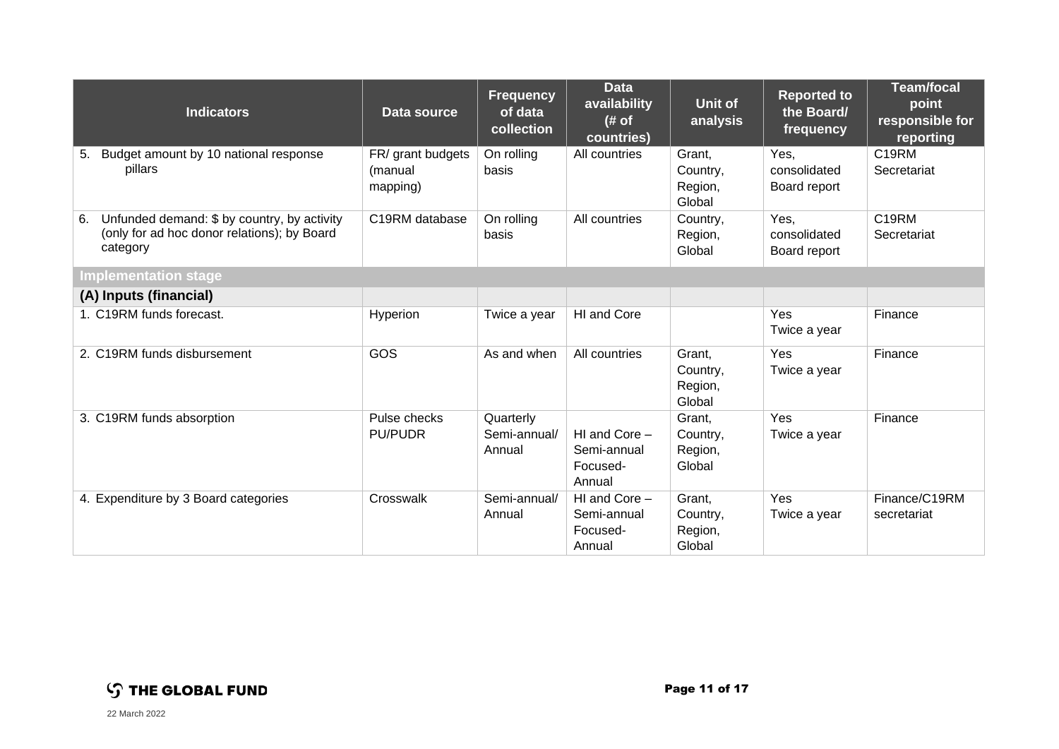| Indicators | Data source | Frequency of data collection | Data availability (# of countries) | Unit of analysis | Reported to the Board/ frequency | Team/focal point responsible for reporting |
|---|---|---|---|---|---|---|
| 5. Budget amount by 10 national response pillars | FR/ grant budgets (manual mapping) | On rolling basis | All countries | Grant, Country, Region, Global | Yes, consolidated Board report | C19RM Secretariat |
| 6. Unfunded demand: $ by country, by activity (only for ad hoc donor relations); by Board category | C19RM database | On rolling basis | All countries | Country, Region, Global | Yes, consolidated Board report | C19RM Secretariat |
| **Implementation stage** | | | | | | |
| **(A) Inputs (financial)** | | | | | | |
| 1. C19RM funds forecast. | Hyperion | Twice a year | HI and Core | | Yes Twice a year | Finance |
| 2. C19RM funds disbursement | GOS | As and when | All countries | Grant, Country, Region, Global | Yes Twice a year | Finance |
| 3. C19RM funds absorption | Pulse checks PU/PUDR | Quarterly Semi-annual/ Annual | HI and Core – Semi-annual Focused- Annual | Grant, Country, Region, Global | Yes Twice a year | Finance |
| 4. Expenditure by 3 Board categories | Crosswalk | Semi-annual/ Annual | HI and Core – Semi-annual Focused- Annual | Grant, Country, Region, Global | Yes Twice a year | Finance/C19RM secretariat |

22 March 2022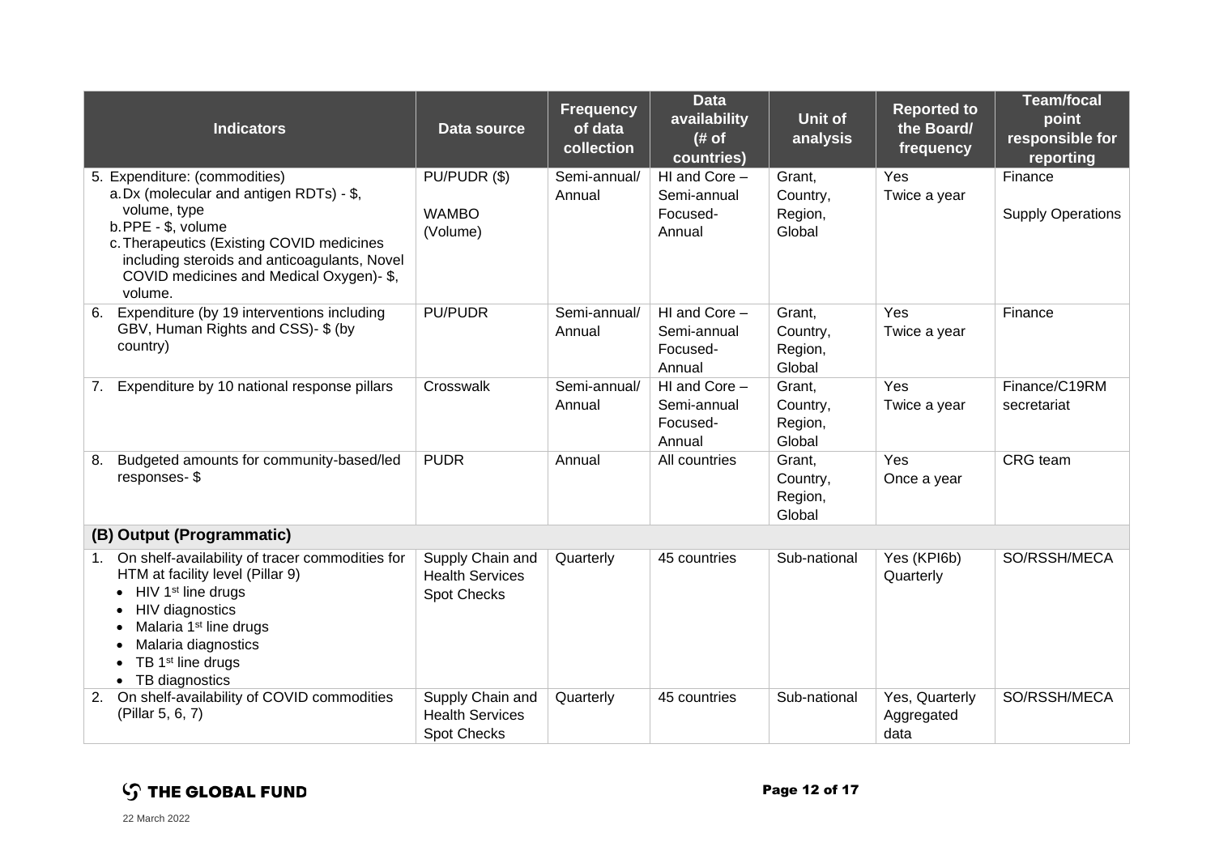| Indicators | Data source | Frequency of data collection | Data availability (# of countries) | Unit of analysis | Reported to the Board/ frequency | Team/focal point responsible for reporting |
|---|---|---|---|---|---|---|
| 5. Expenditure: (commodities)<br>a. Dx (molecular and antigen RDTs) - $, volume, type<br>b. PPE - $, volume<br>c. Therapeutics (Existing COVID medicines including steroids and anticoagulants, Novel COVID medicines and Medical Oxygen)- $, volume. | PU/PUDR ($)<br><br>WAMBO (Volume) | Semi-annual/ Annual | HI and Core – Semi-annual<br>Focused- Annual | Grant, Country, Region, Global | Yes<br>Twice a year | Finance<br><br>Supply Operations |
| 6. Expenditure (by 19 interventions including GBV, Human Rights and CSS)- $ (by country) | PU/PUDR | Semi-annual/ Annual | HI and Core – Semi-annual<br>Focused- Annual | Grant, Country, Region, Global | Yes<br>Twice a year | Finance |
| 7. Expenditure by 10 national response pillars | Crosswalk | Semi-annual/ Annual | HI and Core – Semi-annual<br>Focused- Annual | Grant, Country, Region, Global | Yes<br>Twice a year | Finance/C19RM secretariat |
| 8. Budgeted amounts for community-based/led responses- $ | PUDR | Annual | All countries | Grant, Country, Region, Global | Yes<br>Once a year | CRG team |
| **(B) Output (Programmatic)** | | | | | | |
| 1. On shelf-availability of tracer commodities for HTM at facility level (Pillar 9)<br>• HIV 1st line drugs<br>• HIV diagnostics<br>• Malaria 1st line drugs<br>• Malaria diagnostics<br>• TB 1st line drugs<br>• TB diagnostics | Supply Chain and Health Services Spot Checks | Quarterly | 45 countries | Sub-national | Yes (KPI6b)<br>Quarterly | SO/RSSH/MECA |
| 2. On shelf-availability of COVID commodities (Pillar 5, 6, 7) | Supply Chain and Health Services Spot Checks | Quarterly | 45 countries | Sub-national | Yes, Quarterly Aggregated data | SO/RSSH/MECA |

22 March 2022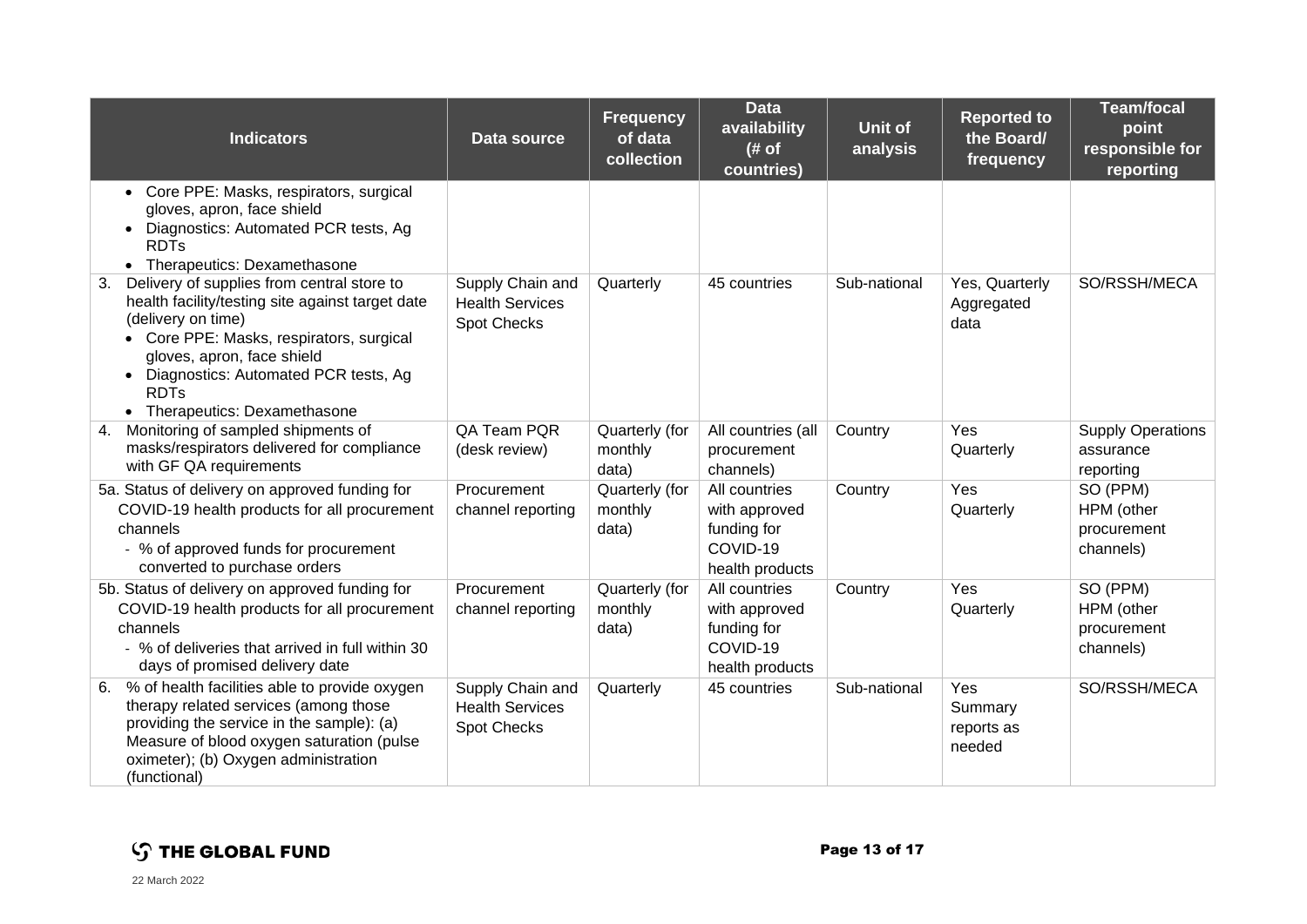| Indicators | Data source | Frequency of data collection | Data availability (# of countries) | Unit of analysis | Reported to the Board/ frequency | Team/focal point responsible for reporting |
|---|---|---|---|---|---|---|
| • Core PPE: Masks, respirators, surgical gloves, apron, face shield<br>• Diagnostics: Automated PCR tests, Ag RDTs<br>• Therapeutics: Dexamethasone | | | | | | |
| 3. Delivery of supplies from central store to health facility/testing site against target date (delivery on time)<br>• Core PPE: Masks, respirators, surgical gloves, apron, face shield<br>• Diagnostics: Automated PCR tests, Ag RDTs<br>• Therapeutics: Dexamethasone | Supply Chain and Health Services Spot Checks | Quarterly | 45 countries | Sub-national | Yes, Quarterly Aggregated data | SO/RSSH/MECA |
| 4. Monitoring of sampled shipments of masks/respirators delivered for compliance with GF QA requirements | QA Team PQR (desk review) | Quarterly (for monthly data) | All countries (all procurement channels) | Country | Yes Quarterly | Supply Operations assurance reporting |
| 5a. Status of delivery on approved funding for COVID-19 health products for all procurement channels<br>- % of approved funds for procurement converted to purchase orders | Procurement channel reporting | Quarterly (for monthly data) | All countries with approved funding for COVID-19 health products | Country | Yes Quarterly | SO (PPM)<br>HPM (other procurement channels) |
| 5b. Status of delivery on approved funding for COVID-19 health products for all procurement channels<br>- % of deliveries that arrived in full within 30 days of promised delivery date | Procurement channel reporting | Quarterly (for monthly data) | All countries with approved funding for COVID-19 health products | Country | Yes Quarterly | SO (PPM)<br>HPM (other procurement channels) |
| 6. % of health facilities able to provide oxygen therapy related services (among those providing the service in the sample): (a) Measure of blood oxygen saturation (pulse oximeter); (b) Oxygen administration (functional) | Supply Chain and Health Services Spot Checks | Quarterly | 45 countries | Sub-national | Yes Summary reports as needed | SO/RSSH/MECA |

22 March 2022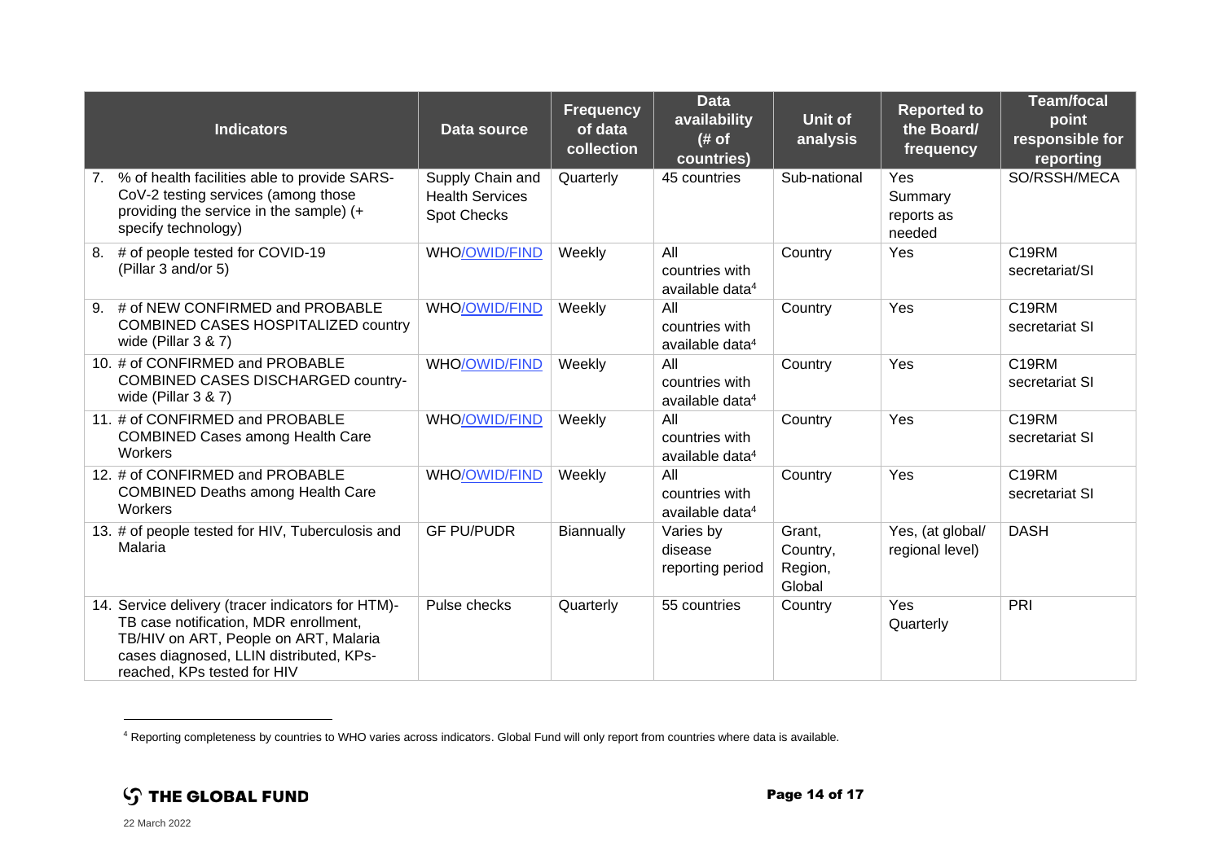| Indicators | Data source | Frequency of data collection | Data availability (# of countries) | Unit of analysis | Reported to the Board/ frequency | Team/focal point responsible for reporting |
|---|---|---|---|---|---|---|
| 7. % of health facilities able to provide SARS-CoV-2 testing services (among those providing the service in the sample) (+ specify technology) | Supply Chain and Health Services Spot Checks | Quarterly | 45 countries | Sub-national | Yes Summary reports as needed | SO/RSSH/MECA |
| 8. # of people tested for COVID-19 (Pillar 3 and/or 5) | WHO/OWID/FIND | Weekly | All countries with available data[4] | Country | Yes | C19RM secretariat/SI |
| 9. # of NEW CONFIRMED and PROBABLE COMBINED CASES HOSPITALIZED country wide (Pillar 3 & 7) | WHO/OWID/FIND | Weekly | All countries with available data[4] | Country | Yes | C19RM secretariat SI |
| 10. # of CONFIRMED and PROBABLE COMBINED CASES DISCHARGED country-wide (Pillar 3 & 7) | WHO/OWID/FIND | Weekly | All countries with available data[4] | Country | Yes | C19RM secretariat SI |
| 11. # of CONFIRMED and PROBABLE COMBINED Cases among Health Care Workers | WHO/OWID/FIND | Weekly | All countries with available data[4] | Country | Yes | C19RM secretariat SI |
| 12. # of CONFIRMED and PROBABLE COMBINED Deaths among Health Care Workers | WHO/OWID/FIND | Weekly | All countries with available data[4] | Country | Yes | C19RM secretariat SI |
| 13. # of people tested for HIV, Tuberculosis and Malaria | GF PU/PUDR | Biannually | Varies by disease reporting period | Grant, Country, Region, Global | Yes, (at global/ regional level) | DASH |
| 14. Service delivery (tracer indicators for HTM)- TB case notification, MDR enrollment, TB/HIV on ART, People on ART, Malaria cases diagnosed, LLIN distributed, KPs-reached, KPs tested for HIV | Pulse checks | Quarterly | 55 countries | Country | Yes Quarterly | PRI |

[4] Reporting completeness by countries to WHO varies across indicators. Global Fund will only report from countries where data is available.

22 March 2022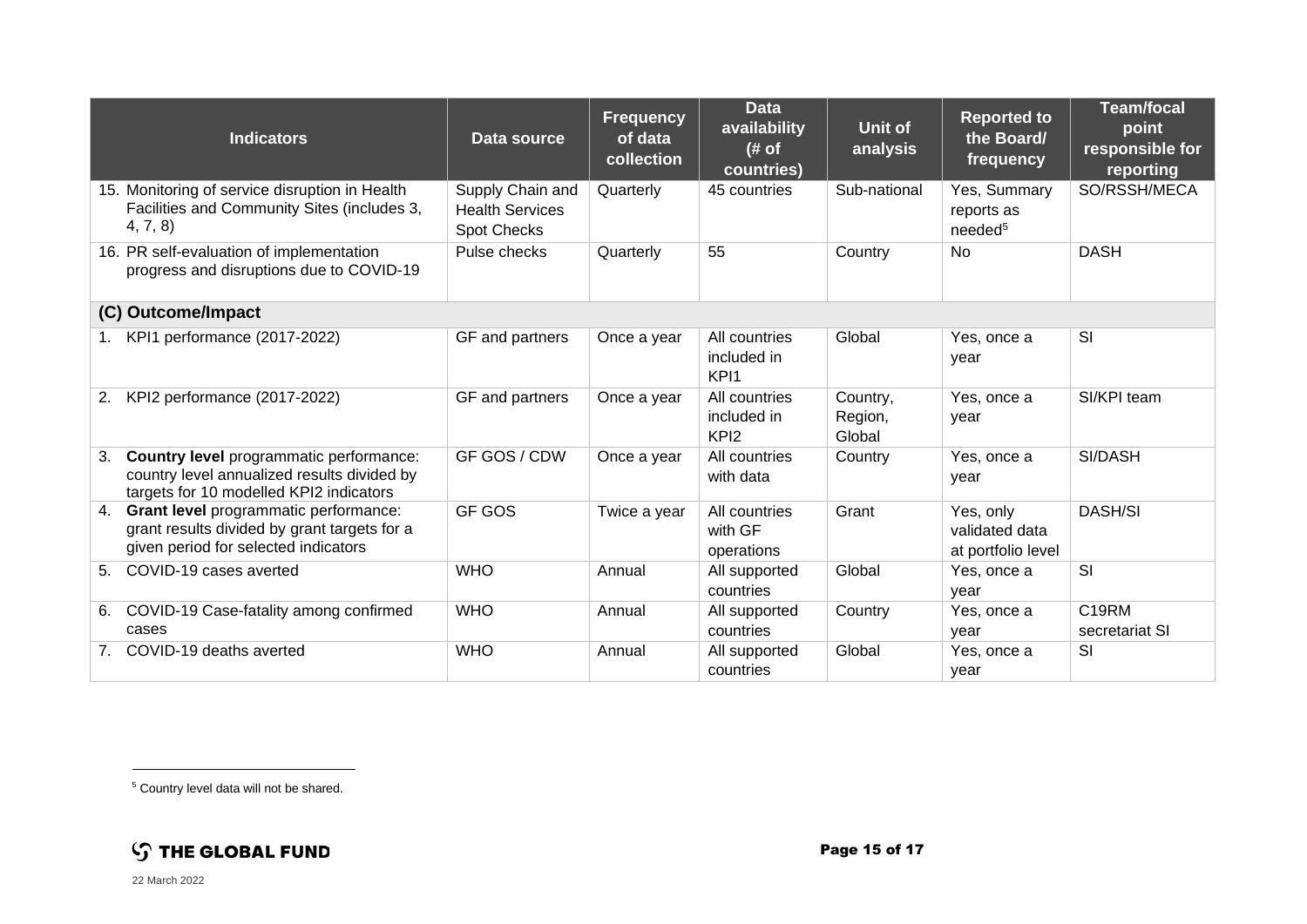| Indicators | Data source | Frequency of data collection | Data availability (# of countries) | Unit of analysis | Reported to the Board/ frequency | Team/focal point responsible for reporting |
|---|---|---|---|---|---|---|
| 15. Monitoring of service disruption in Health Facilities and Community Sites (includes 3, 4, 7, 8) | Supply Chain and Health Services Spot Checks | Quarterly | 45 countries | Sub-national | Yes, Summary reports as needed[5] | SO/RSSH/MECA |
| 16. PR self-evaluation of implementation progress and disruptions due to COVID-19 | Pulse checks | Quarterly | 55 | Country | No | DASH |
| **(C) Outcome/Impact** | | | | | | |
| 1. KPI1 performance (2017-2022) | GF and partners | Once a year | All countries included in KPI1 | Global | Yes, once a year | SI |
| 2. KPI2 performance (2017-2022) | GF and partners | Once a year | All countries included in KPI2 | Country, Region, Global | Yes, once a year | SI/KPI team |
| 3. **Country level** programmatic performance: country level annualized results divided by targets for 10 modelled KPI2 indicators | GF GOS / CDW | Once a year | All countries with data | Country | Yes, once a year | SI/DASH |
| 4. **Grant level** programmatic performance: grant results divided by grant targets for a given period for selected indicators | GF GOS | Twice a year | All countries with GF operations | Grant | Yes, only validated data at portfolio level | DASH/SI |
| 5. COVID-19 cases averted | WHO | Annual | All supported countries | Global | Yes, once a year | SI |
| 6. COVID-19 Case-fatality among confirmed cases | WHO | Annual | All supported countries | Country | Yes, once a year | C19RM secretariat SI |
| 7. COVID-19 deaths averted | WHO | Annual | All supported countries | Global | Yes, once a year | SI |

[5] Country level data will not be shared.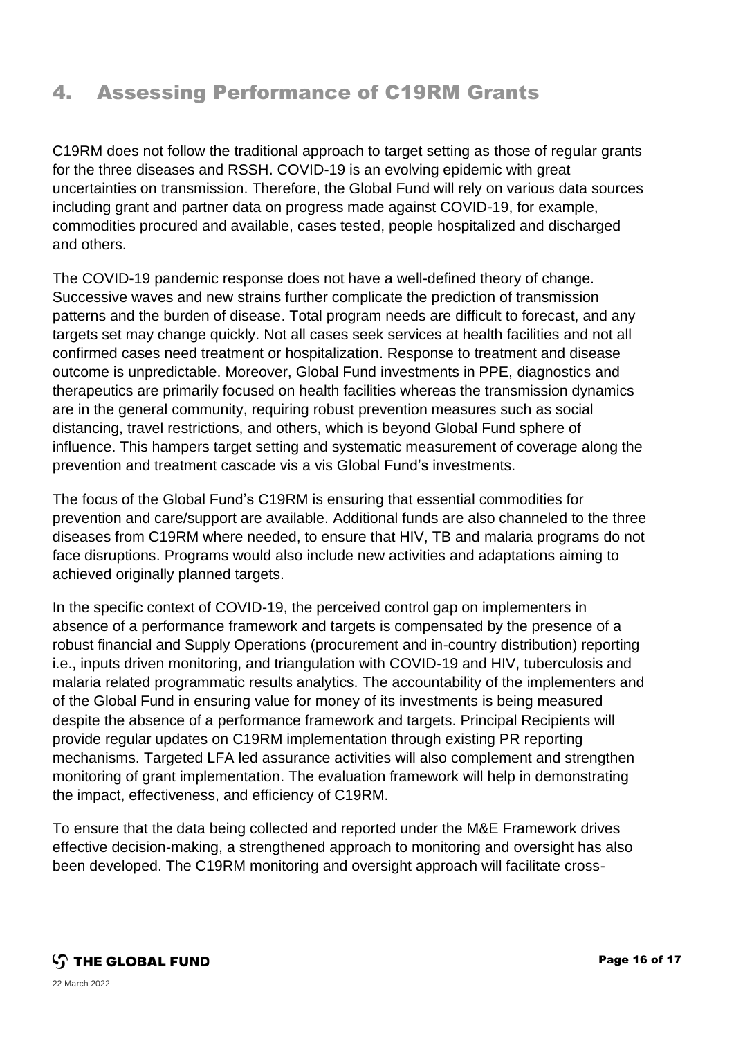## 4. Assessing Performance of C19RM Grants

C19RM does not follow the traditional approach to target setting as those of regular grants for the three diseases and RSSH. COVID-19 is an evolving epidemic with great uncertainties on transmission. Therefore, the Global Fund will rely on various data sources including grant and partner data on progress made against COVID-19, for example, commodities procured and available, cases tested, people hospitalized and discharged and others.

The COVID-19 pandemic response does not have a well-defined theory of change. Successive waves and new strains further complicate the prediction of transmission patterns and the burden of disease. Total program needs are difficult to forecast, and any targets set may change quickly. Not all cases seek services at health facilities and not all confirmed cases need treatment or hospitalization. Response to treatment and disease outcome is unpredictable. Moreover, Global Fund investments in PPE, diagnostics and therapeutics are primarily focused on health facilities whereas the transmission dynamics are in the general community, requiring robust prevention measures such as social distancing, travel restrictions, and others, which is beyond Global Fund sphere of influence. This hampers target setting and systematic measurement of coverage along the prevention and treatment cascade vis a vis Global Fund's investments.

The focus of the Global Fund's C19RM is ensuring that essential commodities for prevention and care/support are available. Additional funds are also channeled to the three diseases from C19RM where needed, to ensure that HIV, TB and malaria programs do not face disruptions. Programs would also include new activities and adaptations aiming to achieved originally planned targets.

In the specific context of COVID-19, the perceived control gap on implementers in absence of a performance framework and targets is compensated by the presence of a robust financial and Supply Operations (procurement and in-country distribution) reporting i.e., inputs driven monitoring, and triangulation with COVID-19 and HIV, tuberculosis and malaria related programmatic results analytics. The accountability of the implementers and of the Global Fund in ensuring value for money of its investments is being measured despite the absence of a performance framework and targets. Principal Recipients will provide regular updates on C19RM implementation through existing PR reporting mechanisms. Targeted LFA led assurance activities will also complement and strengthen monitoring of grant implementation. The evaluation framework will help in demonstrating the impact, effectiveness, and efficiency of C19RM.

To ensure that the data being collected and reported under the M&E Framework drives effective decision-making, a strengthened approach to monitoring and oversight has also been developed. The C19RM monitoring and oversight approach will facilitate cross-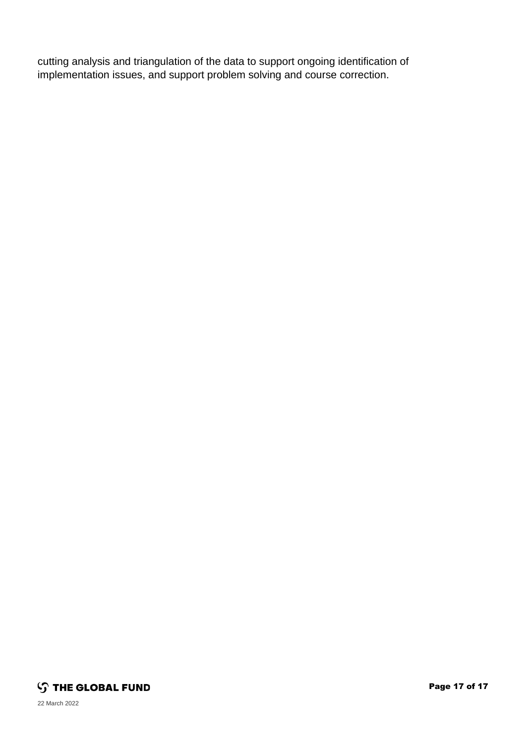cutting analysis and triangulation of the data to support ongoing identification of implementation issues, and support problem solving and course correction.